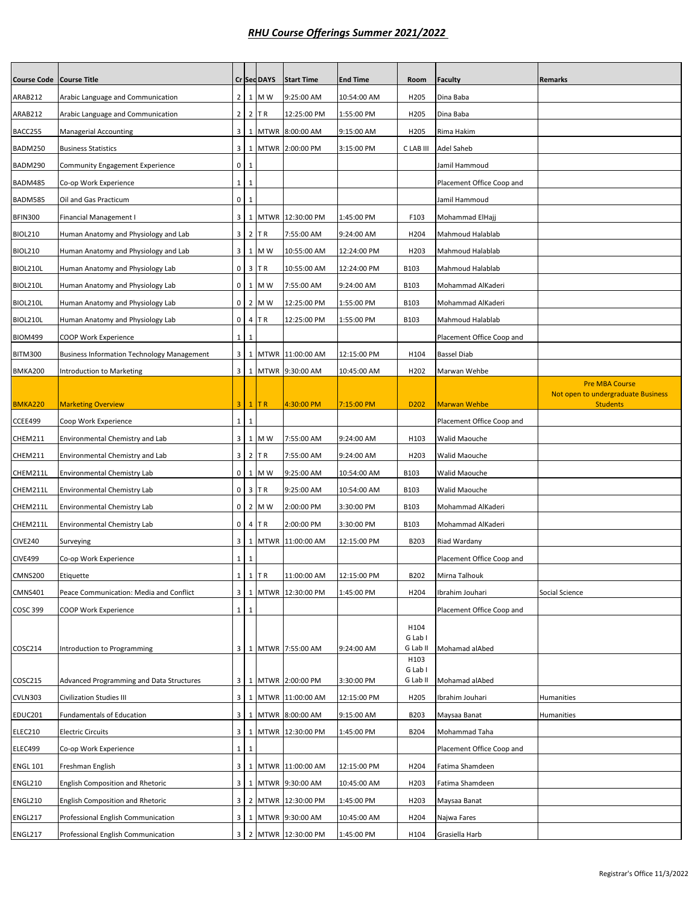# *RHU Course Offerings Summer 2021/2022*

| Course Code | Course Title | Cr | Sec | DAYS | Start Time | End Time | Room | Faculty | Remarks |
|---|---|---|---|---|---|---|---|---|---|
| ARAB212 | Arabic Language and Communication | 2 | 1 | M W | 9:25:00 AM | 10:54:00 AM | H205 | Dina Baba | |
| ARAB212 | Arabic Language and Communication | 2 | 2 | T R | 12:25:00 PM | 1:55:00 PM | H205 | Dina Baba | |
| BACC255 | Managerial Accounting | 3 | 1 | MTWR | 8:00:00 AM | 9:15:00 AM | H205 | Rima Hakim | |
| BADM250 | Business Statistics | 3 | 1 | MTWR | 2:00:00 PM | 3:15:00 PM | C LAB III | Adel Saheb | |
| BADM290 | Community Engagement Experience | 0 | 1 | | | | | Jamil Hammoud | |
| BADM485 | Co-op Work Experience | 1 | 1 | | | | | Placement Office Coop and | |
| BADM585 | Oil and Gas Practicum | 0 | 1 | | | | | Jamil Hammoud | |
| BFIN300 | Financial Management I | 3 | 1 | MTWR | 12:30:00 PM | 1:45:00 PM | F103 | Mohammad ElHajj | |
| BIOL210 | Human Anatomy and Physiology and Lab | 3 | 2 | T R | 7:55:00 AM | 9:24:00 AM | H204 | Mahmoud Halablab | |
| BIOL210 | Human Anatomy and Physiology and Lab | 3 | 1 | M W | 10:55:00 AM | 12:24:00 PM | H203 | Mahmoud Halablab | |
| BIOL210L | Human Anatomy and Physiology Lab | 0 | 3 | T R | 10:55:00 AM | 12:24:00 PM | B103 | Mahmoud Halablab | |
| BIOL210L | Human Anatomy and Physiology Lab | 0 | 1 | M W | 7:55:00 AM | 9:24:00 AM | B103 | Mohammad AlKaderi | |
| BIOL210L | Human Anatomy and Physiology Lab | 0 | 2 | M W | 12:25:00 PM | 1:55:00 PM | B103 | Mohammad AlKaderi | |
| BIOL210L | Human Anatomy and Physiology Lab | 0 | 4 | T R | 12:25:00 PM | 1:55:00 PM | B103 | Mahmoud Halablab | |
| BIOM499 | COOP Work Experience | 1 | 1 | | | | | Placement Office Coop and | |
| BITM300 | Business Information Technology Management | 3 | 1 | MTWR | 11:00:00 AM | 12:15:00 PM | H104 | Bassel Diab | |
| BMKA200 | Introduction to Marketing | 3 | 1 | MTWR | 9:30:00 AM | 10:45:00 AM | H202 | Marwan Wehbe | |
| BMKA220 | Marketing Overview | 3 | 1 | T R | 4:30:00 PM | 7:15:00 PM | D202 | Marwan Wehbe | Pre MBA Course Not open to undergraduate Business Students |
| CCEE499 | Coop Work Experience | 1 | 1 | | | | | Placement Office Coop and | |
| CHEM211 | Environmental Chemistry and Lab | 3 | 1 | M W | 7:55:00 AM | 9:24:00 AM | H103 | Walid Maouche | |
| CHEM211 | Environmental Chemistry and Lab | 3 | 2 | T R | 7:55:00 AM | 9:24:00 AM | H203 | Walid Maouche | |
| CHEM211L | Environmental Chemistry Lab | 0 | 1 | M W | 9:25:00 AM | 10:54:00 AM | B103 | Walid Maouche | |
| CHEM211L | Environmental Chemistry Lab | 0 | 3 | T R | 9:25:00 AM | 10:54:00 AM | B103 | Walid Maouche | |
| CHEM211L | Environmental Chemistry Lab | 0 | 2 | M W | 2:00:00 PM | 3:30:00 PM | B103 | Mohammad AlKaderi | |
| CHEM211L | Environmental Chemistry Lab | 0 | 4 | T R | 2:00:00 PM | 3:30:00 PM | B103 | Mohammad AlKaderi | |
| CIVE240 | Surveying | 3 | 1 | MTWR | 11:00:00 AM | 12:15:00 PM | B203 | Riad Wardany | |
| CIVE499 | Co-op Work Experience | 1 | 1 | | | | | Placement Office Coop and | |
| CMNS200 | Etiquette | 1 | 1 | T R | 11:00:00 AM | 12:15:00 PM | B202 | Mirna Talhouk | |
| CMNS401 | Peace Communication: Media and Conflict | 3 | 1 | MTWR | 12:30:00 PM | 1:45:00 PM | H204 | Ibrahim Jouhari | Social Science |
| COSC 399 | COOP Work Experience | 1 | 1 | | | | | Placement Office Coop and | |
| COSC214 | Introduction to Programming | 3 | 1 | MTWR | 7:55:00 AM | 9:24:00 AM | H104 G Lab I G Lab II | Mohamad alAbed | |
| COSC215 | Advanced Programming and Data Structures | 3 | 1 | MTWR | 2:00:00 PM | 3:30:00 PM | H103 G Lab I G Lab II | Mohamad alAbed | |
| CVLN303 | Civilization Studies III | 3 | 1 | MTWR | 11:00:00 AM | 12:15:00 PM | H205 | Ibrahim Jouhari | Humanities |
| EDUC201 | Fundamentals of Education | 3 | 1 | MTWR | 8:00:00 AM | 9:15:00 AM | B203 | Maysaa Banat | Humanities |
| ELEC210 | Electric Circuits | 3 | 1 | MTWR | 12:30:00 PM | 1:45:00 PM | B204 | Mohammad Taha | |
| ELEC499 | Co-op Work Experience | 1 | 1 | | | | | Placement Office Coop and | |
| ENGL 101 | Freshman English | 3 | 1 | MTWR | 11:00:00 AM | 12:15:00 PM | H204 | Fatima Shamdeen | |
| ENGL210 | English Composition and Rhetoric | 3 | 1 | MTWR | 9:30:00 AM | 10:45:00 AM | H203 | Fatima Shamdeen | |
| ENGL210 | English Composition and Rhetoric | 3 | 2 | MTWR | 12:30:00 PM | 1:45:00 PM | H203 | Maysaa Banat | |
| ENGL217 | Professional English Communication | 3 | 1 | MTWR | 9:30:00 AM | 10:45:00 AM | H204 | Najwa Fares | |
| ENGL217 | Professional English Communication | 3 | 2 | MTWR | 12:30:00 PM | 1:45:00 PM | H104 | Grasiella Harb | |

Registrar's Office 11/3/2022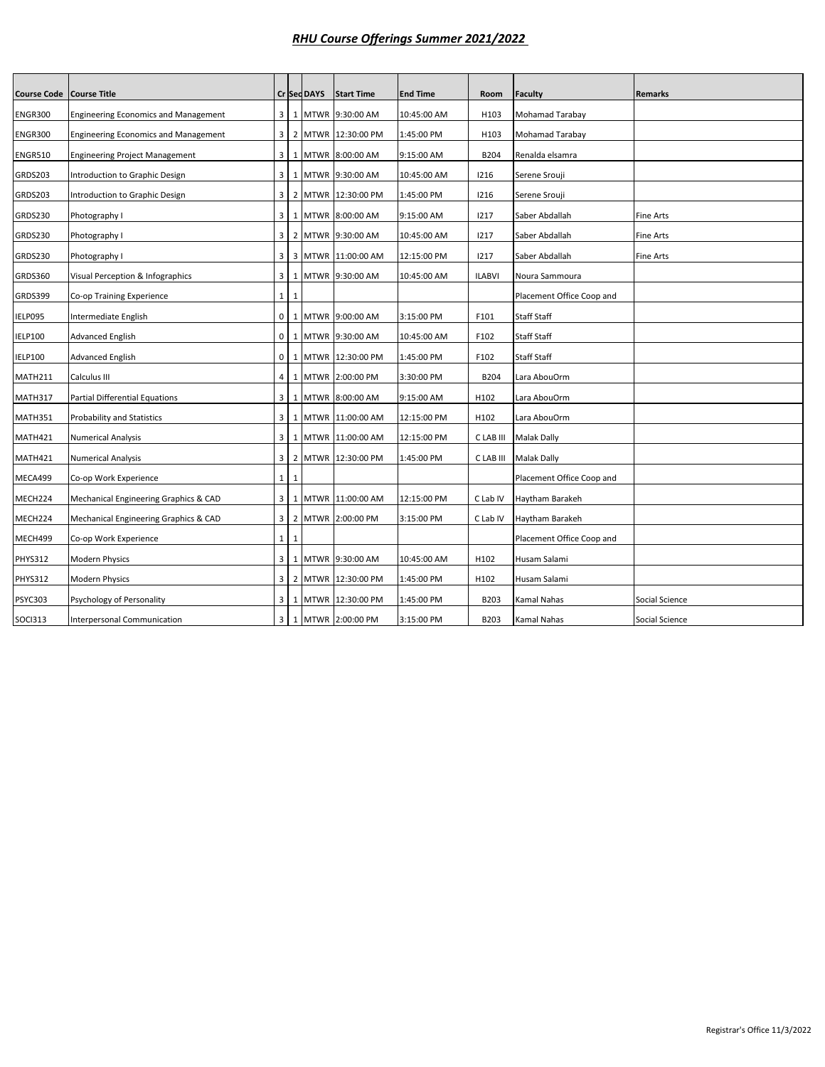# *RHU Course Offerings Summer 2021/2022*

| Course Code | Course Title | Cr | Sec | DAYS | Start Time | End Time | Room | Faculty | Remarks |
|---|---|---|---|---|---|---|---|---|---|
| ENGR300 | Engineering Economics and Management | 3 | 1 | MTWR | 9:30:00 AM | 10:45:00 AM | H103 | Mohamad Tarabay | |
| ENGR300 | Engineering Economics and Management | 3 | 2 | MTWR | 12:30:00 PM | 1:45:00 PM | H103 | Mohamad Tarabay | |
| ENGR510 | Engineering Project Management | 3 | 1 | MTWR | 8:00:00 AM | 9:15:00 AM | B204 | Renalda elsamra | |
| GRDS203 | Introduction to Graphic Design | 3 | 1 | MTWR | 9:30:00 AM | 10:45:00 AM | I216 | Serene Srouji | |
| GRDS203 | Introduction to Graphic Design | 3 | 2 | MTWR | 12:30:00 PM | 1:45:00 PM | I216 | Serene Srouji | |
| GRDS230 | Photography I | 3 | 1 | MTWR | 8:00:00 AM | 9:15:00 AM | I217 | Saber Abdallah | Fine Arts |
| GRDS230 | Photography I | 3 | 2 | MTWR | 9:30:00 AM | 10:45:00 AM | I217 | Saber Abdallah | Fine Arts |
| GRDS230 | Photography I | 3 | 3 | MTWR | 11:00:00 AM | 12:15:00 PM | I217 | Saber Abdallah | Fine Arts |
| GRDS360 | Visual Perception & Infographics | 3 | 1 | MTWR | 9:30:00 AM | 10:45:00 AM | ILABVI | Noura Sammoura | |
| GRDS399 | Co-op Training Experience | 1 | 1 | | | | | Placement Office Coop and | |
| IELP095 | Intermediate English | 0 | 1 | MTWR | 9:00:00 AM | 3:15:00 PM | F101 | Staff Staff | |
| IELP100 | Advanced English | 0 | 1 | MTWR | 9:30:00 AM | 10:45:00 AM | F102 | Staff Staff | |
| IELP100 | Advanced English | 0 | 1 | MTWR | 12:30:00 PM | 1:45:00 PM | F102 | Staff Staff | |
| MATH211 | Calculus III | 4 | 1 | MTWR | 2:00:00 PM | 3:30:00 PM | B204 | Lara AbouOrm | |
| MATH317 | Partial Differential Equations | 3 | 1 | MTWR | 8:00:00 AM | 9:15:00 AM | H102 | Lara AbouOrm | |
| MATH351 | Probability and Statistics | 3 | 1 | MTWR | 11:00:00 AM | 12:15:00 PM | H102 | Lara AbouOrm | |
| MATH421 | Numerical Analysis | 3 | 1 | MTWR | 11:00:00 AM | 12:15:00 PM | C LAB III | Malak Dally | |
| MATH421 | Numerical Analysis | 3 | 2 | MTWR | 12:30:00 PM | 1:45:00 PM | C LAB III | Malak Dally | |
| MECA499 | Co-op Work Experience | 1 | 1 | | | | | Placement Office Coop and | |
| MECH224 | Mechanical Engineering Graphics & CAD | 3 | 1 | MTWR | 11:00:00 AM | 12:15:00 PM | C Lab IV | Haytham Barakeh | |
| MECH224 | Mechanical Engineering Graphics & CAD | 3 | 2 | MTWR | 2:00:00 PM | 3:15:00 PM | C Lab IV | Haytham Barakeh | |
| MECH499 | Co-op Work Experience | 1 | 1 | | | | | Placement Office Coop and | |
| PHYS312 | Modern Physics | 3 | 1 | MTWR | 9:30:00 AM | 10:45:00 AM | H102 | Husam Salami | |
| PHYS312 | Modern Physics | 3 | 2 | MTWR | 12:30:00 PM | 1:45:00 PM | H102 | Husam Salami | |
| PSYC303 | Psychology of Personality | 3 | 1 | MTWR | 12:30:00 PM | 1:45:00 PM | B203 | Kamal Nahas | Social Science |
| SOCI313 | Interpersonal Communication | 3 | 1 | MTWR | 2:00:00 PM | 3:15:00 PM | B203 | Kamal Nahas | Social Science |

Registrar's Office 11/3/2022